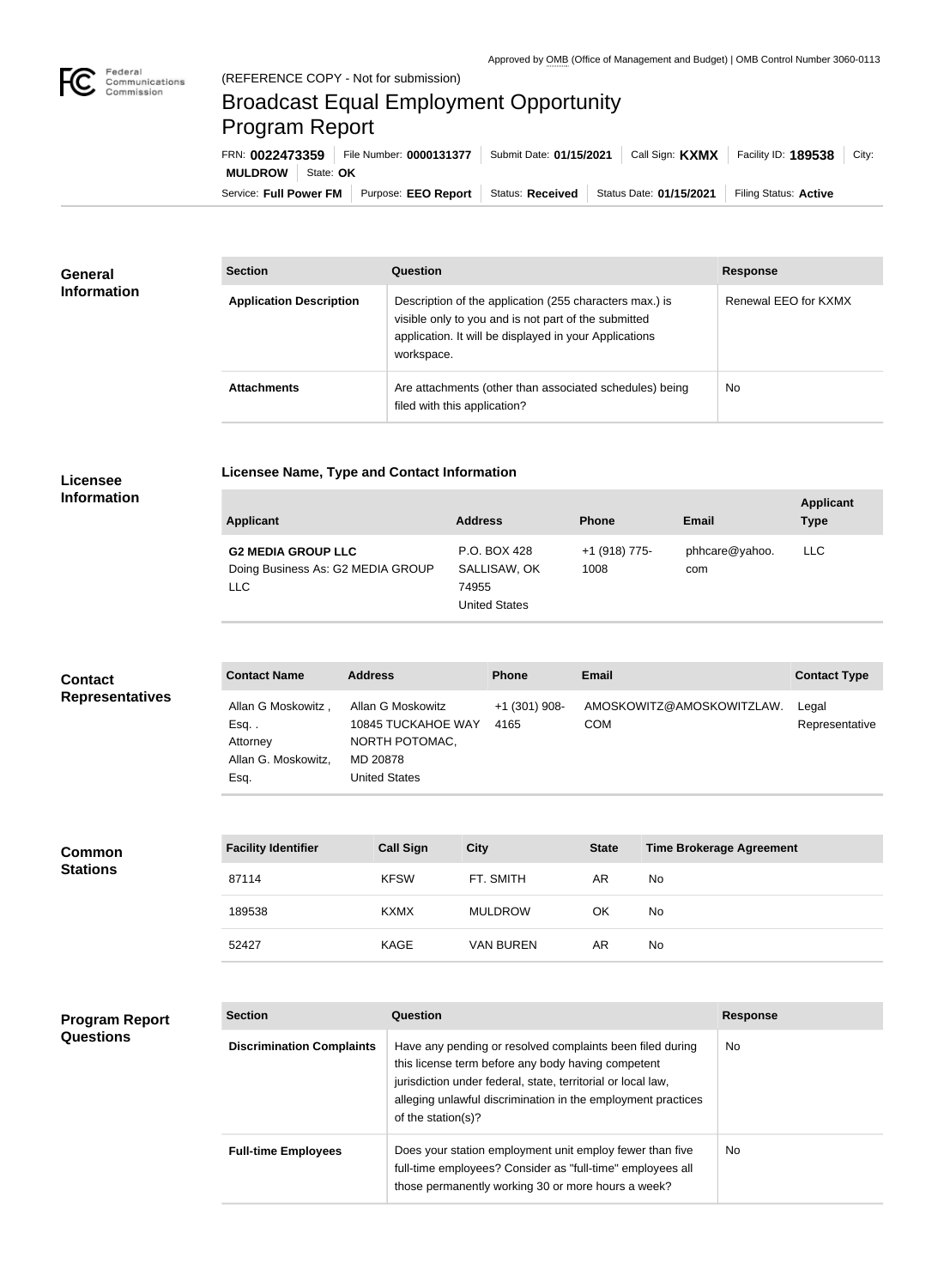Approved by OMB (Office of Management and Budget) | OMB Control Number 3060-0113

(REFERENCE COPY - Not for submission)

# Broadcast Equal Employment Opportunity Program Report

FRN: **0022473359** | File Number: **0000131377** | Submit Date: **01/15/2021** | Call Sign: **KXMX** | Facility ID: **189538** | City: **MULDROW** | State: **OK**

Service: **Full Power FM** | Purpose: **EEO Report** | Status: **Received** | Status Date: **01/15/2021** | Filing Status: **Active**

## General Information

| Section | Question | Response |
| --- | --- | --- |
| **Application Description** | Description of the application (255 characters max.) is visible only to you and is not part of the submitted application. It will be displayed in your Applications workspace. | Renewal EEO for KXMX |
| **Attachments** | Are attachments (other than associated schedules) being filed with this application? | No |

## Licensee Information

### Licensee Name, Type and Contact Information

| Applicant | Address | Phone | Email | Applicant Type |
| --- | --- | --- | --- | --- |
| **G2 MEDIA GROUP LLC**<br>Doing Business As: G2 MEDIA GROUP LLC | P.O. BOX 428<br>SALLISAW, OK 74955<br>United States | +1 (918) 775-1008 | phhcare@yahoo.com | LLC |

## Contact Representatives

| Contact Name | Address | Phone | Email | Contact Type |
| --- | --- | --- | --- | --- |
| Allan G Moskowitz , Esq. .<br>Attorney<br>Allan G. Moskowitz, Esq. | Allan G Moskowitz<br>10845 TUCKAHOE WAY<br>NORTH POTOMAC, MD 20878<br>United States | +1 (301) 908-4165 | AMOSKOWITZ@AMOSKOWITZLAW.COM | Legal Representative |

## Common Stations

| Facility Identifier | Call Sign | City | State | Time Brokerage Agreement |
| --- | --- | --- | --- | --- |
| 87114 | KFSW | FT. SMITH | AR | No |
| 189538 | KXMX | MULDROW | OK | No |
| 52427 | KAGE | VAN BUREN | AR | No |

## Program Report Questions

| Section | Question | Response |
| --- | --- | --- |
| **Discrimination Complaints** | Have any pending or resolved complaints been filed during this license term before any body having competent jurisdiction under federal, state, territorial or local law, alleging unlawful discrimination in the employment practices of the station(s)? | No |
| **Full-time Employees** | Does your station employment unit employ fewer than five full-time employees? Consider as "full-time" employees all those permanently working 30 or more hours a week? | No |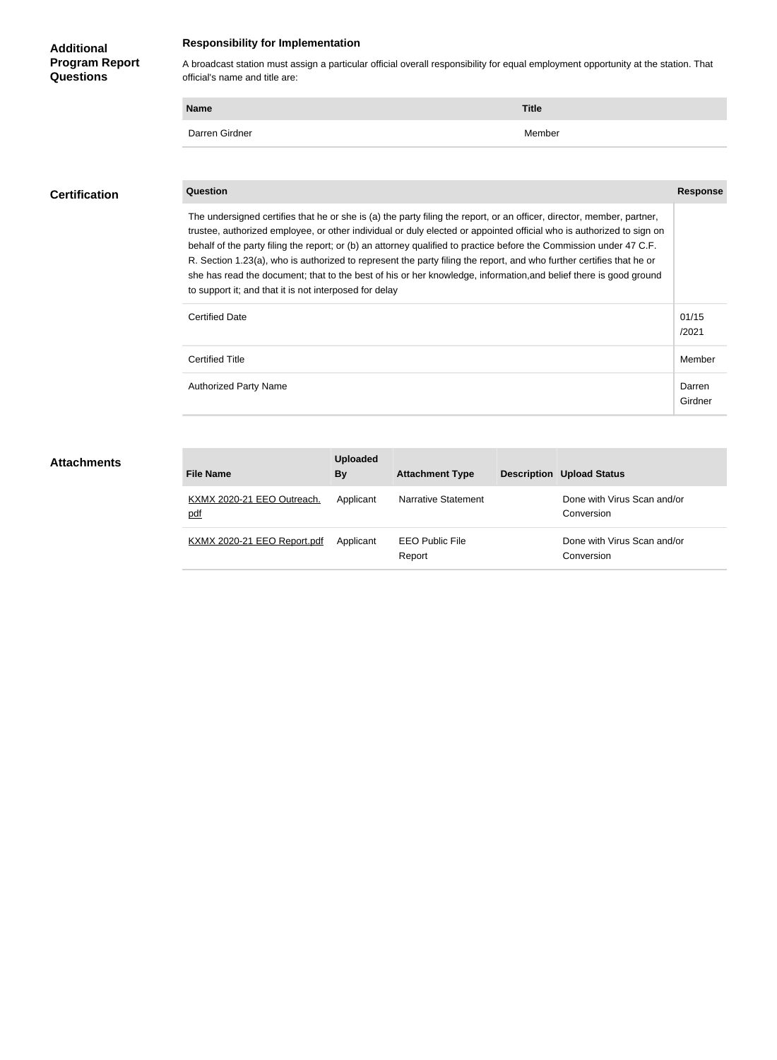## Additional Program Report Questions

### Responsibility for Implementation

A broadcast station must assign a particular official overall responsibility for equal employment opportunity at the station. That official's name and title are:

| Name | Title |
|---|---|
| Darren Girdner | Member |

## Certification

| Question | Response |
|---|---|
| The undersigned certifies that he or she is (a) the party filing the report, or an officer, director, member, partner, trustee, authorized employee, or other individual or duly elected or appointed official who is authorized to sign on behalf of the party filing the report; or (b) an attorney qualified to practice before the Commission under 47 C.F. R. Section 1.23(a), who is authorized to represent the party filing the report, and who further certifies that he or she has read the document; that to the best of his or her knowledge, information,and belief there is good ground to support it; and that it is not interposed for delay | |
| Certified Date | 01/15/2021 |
| Certified Title | Member |
| Authorized Party Name | Darren Girdner |

## Attachments

| File Name | Uploaded By | Attachment Type | Description | Upload Status |
|---|---|---|---|---|
| KXMX 2020-21 EEO Outreach.pdf | Applicant | Narrative Statement | | Done with Virus Scan and/or Conversion |
| KXMX 2020-21 EEO Report.pdf | Applicant | EEO Public File Report | | Done with Virus Scan and/or Conversion |